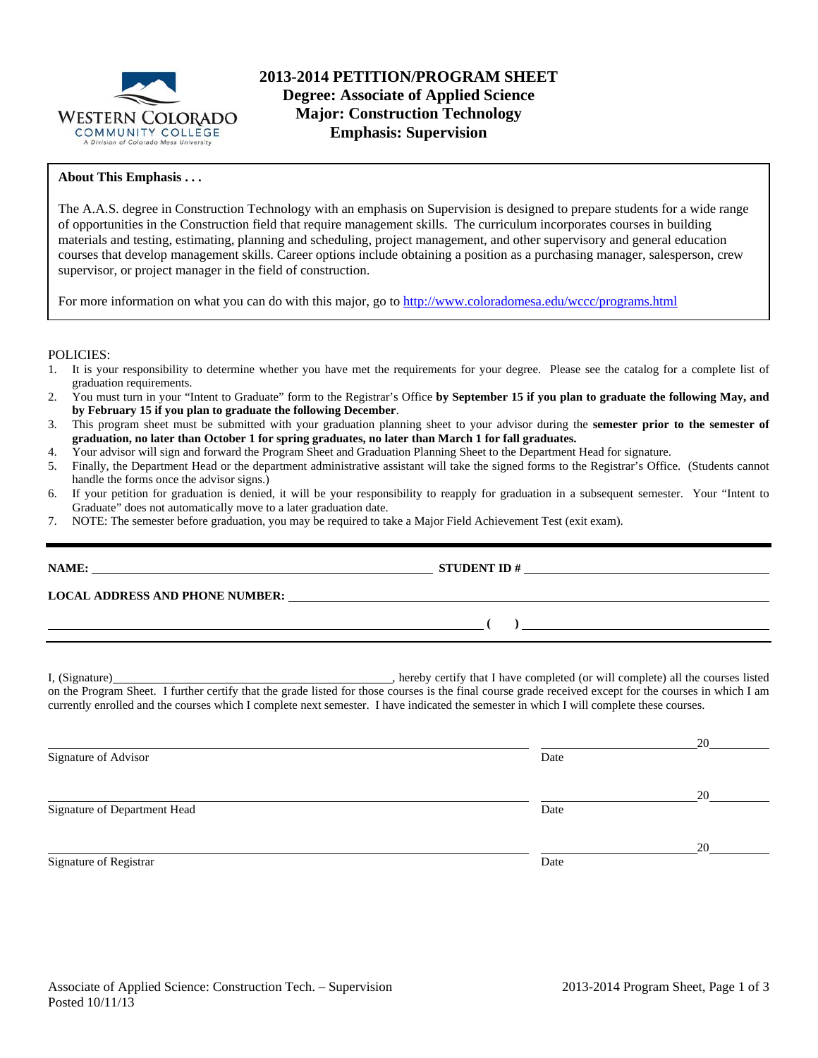# 2013-2014 PETITION/PROGRAM SHEET
## Degree: Associate of Applied Science
## Major: Construction Technology
## Emphasis: Supervision

**About This Emphasis . . .**

The A.A.S. degree in Construction Technology with an emphasis on Supervision is designed to prepare students for a wide range of opportunities in the Construction field that require management skills. The curriculum incorporates courses in building materials and testing, estimating, planning and scheduling, project management, and other supervisory and general education courses that develop management skills. Career options include obtaining a position as a purchasing manager, salesperson, crew supervisor, or project manager in the field of construction.

For more information on what you can do with this major, go to http://www.coloradomesa.edu/wccc/programs.html

POLICIES:

1. It is your responsibility to determine whether you have met the requirements for your degree. Please see the catalog for a complete list of graduation requirements.
2. You must turn in your "Intent to Graduate" form to the Registrar's Office **by September 15 if you plan to graduate the following May, and by February 15 if you plan to graduate the following December**.
3. This program sheet must be submitted with your graduation planning sheet to your advisor during the **semester prior to the semester of graduation, no later than October 1 for spring graduates, no later than March 1 for fall graduates.**
4. Your advisor will sign and forward the Program Sheet and Graduation Planning Sheet to the Department Head for signature.
5. Finally, the Department Head or the department administrative assistant will take the signed forms to the Registrar's Office. (Students cannot handle the forms once the advisor signs.)
6. If your petition for graduation is denied, it will be your responsibility to reapply for graduation in a subsequent semester. Your "Intent to Graduate" does not automatically move to a later graduation date.
7. NOTE: The semester before graduation, you may be required to take a Major Field Achievement Test (exit exam).

**NAME:** ______________________________ **STUDENT ID #** ______________________________

**LOCAL ADDRESS AND PHONE NUMBER:** ______________________________

______________________________ **( )** ______________________________

I, (Signature)______________________________, hereby certify that I have completed (or will complete) all the courses listed on the Program Sheet. I further certify that the grade listed for those courses is the final course grade received except for the courses in which I am currently enrolled and the courses which I complete next semester. I have indicated the semester in which I will complete these courses.

______________________________ ______________ 20______
Signature of Advisor Date

______________________________ ______________ 20______
Signature of Department Head Date

______________________________ ______________ 20______
Signature of Registrar Date

Associate of Applied Science: Construction Tech. – Supervision
Posted 10/11/13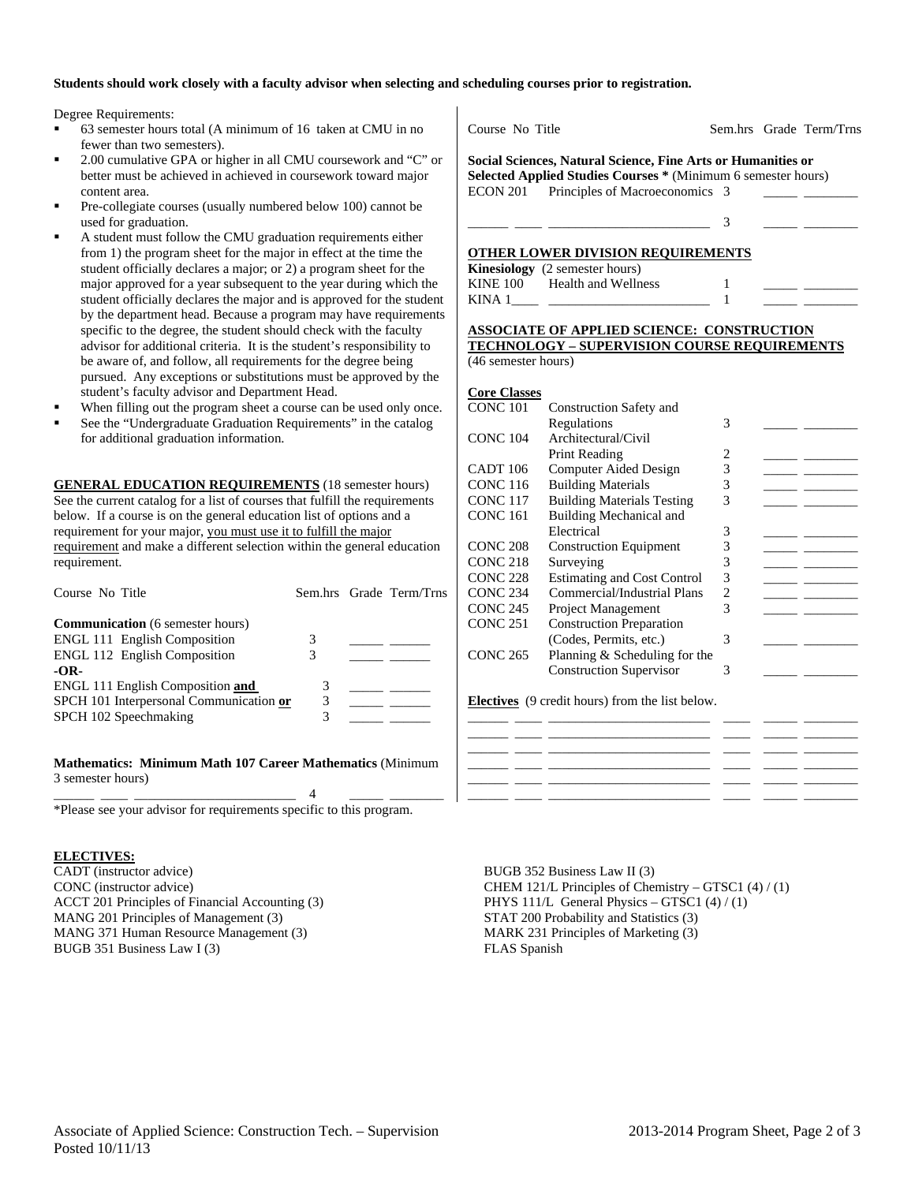**Students should work closely with a faculty advisor when selecting and scheduling courses prior to registration.**

Degree Requirements:

- 63 semester hours total (A minimum of 16 taken at CMU in no fewer than two semesters).
- 2.00 cumulative GPA or higher in all CMU coursework and "C" or better must be achieved in achieved in coursework toward major content area.
- Pre-collegiate courses (usually numbered below 100) cannot be used for graduation.
- A student must follow the CMU graduation requirements either from 1) the program sheet for the major in effect at the time the student officially declares a major; or 2) a program sheet for the major approved for a year subsequent to the year during which the student officially declares the major and is approved for the student by the department head. Because a program may have requirements specific to the degree, the student should check with the faculty advisor for additional criteria. It is the student's responsibility to be aware of, and follow, all requirements for the degree being pursued. Any exceptions or substitutions must be approved by the student's faculty advisor and Department Head.
- When filling out the program sheet a course can be used only once.
- See the "Undergraduate Graduation Requirements" in the catalog for additional graduation information.

**GENERAL EDUCATION REQUIREMENTS** (18 semester hours) See the current catalog for a list of courses that fulfill the requirements below. If a course is on the general education list of options and a requirement for your major, you must use it to fulfill the major requirement and make a different selection within the general education requirement.

| Course No Title | Sem.hrs | Grade | Term/Trns |
|---|---|---|---|
| **Communication** (6 semester hours) | | | |
| ENGL 111 English Composition | 3 | | |
| ENGL 112 English Composition | 3 | | |
| **-OR-** | | | |
| ENGL 111 English Composition **and** | 3 | | |
| SPCH 101 Interpersonal Communication **or** | 3 | | |
| SPCH 102 Speechmaking | 3 | | |
| **Mathematics: Minimum Math 107 Career Mathematics** (Minimum 3 semester hours) | | | |
| | 4 | | |

*Please see your advisor for requirements specific to this program.

| Course No Title | Sem.hrs | Grade | Term/Trns |
|---|---|---|---|
| **Social Sciences, Natural Science, Fine Arts or Humanities or Selected Applied Studies Courses *** (Minimum 6 semester hours) | | | |
| ECON 201 Principles of Macroeconomics | 3 | | |
| | 3 | | |

**OTHER LOWER DIVISION REQUIREMENTS**

| Course No Title | Sem.hrs | Grade | Term/Trns |
|---|---|---|---|
| **Kinesiology** (2 semester hours) | | | |
| KINE 100 Health and Wellness | 1 | | |
| KINA 1____ | 1 | | |

**ASSOCIATE OF APPLIED SCIENCE: CONSTRUCTION TECHNOLOGY – SUPERVISION COURSE REQUIREMENTS** (46 semester hours)

**Core Classes**

| Course No | Title | Sem.hrs | Grade | Term/Trns |
|---|---|---|---|---|
| CONC 101 | Construction Safety and Regulations | 3 | | |
| CONC 104 | Architectural/Civil Print Reading | 2 | | |
| CADT 106 | Computer Aided Design | 3 | | |
| CONC 116 | Building Materials | 3 | | |
| CONC 117 | Building Materials Testing | 3 | | |
| CONC 161 | Building Mechanical and Electrical | 3 | | |
| CONC 208 | Construction Equipment | 3 | | |
| CONC 218 | Surveying | 3 | | |
| CONC 228 | Estimating and Cost Control | 3 | | |
| CONC 234 | Commercial/Industrial Plans | 2 | | |
| CONC 245 | Project Management | 3 | | |
| CONC 251 | Construction Preparation (Codes, Permits, etc.) | 3 | | |
| CONC 265 | Planning & Scheduling for the Construction Supervisor | 3 | | |

**Electives** (9 credit hours) from the list below.

| Course No | Title | Sem.hrs | Grade | Term/Trns |
|---|---|---|---|---|
| | | | | |
| | | | | |
| | | | | |
| | | | | |
| | | | | |

**ELECTIVES:**

CADT (instructor advice)
CONC (instructor advice)
ACCT 201 Principles of Financial Accounting (3)
MANG 201 Principles of Management (3)
MANG 371 Human Resource Management (3)
BUGB 351 Business Law I (3)
BUGB 352 Business Law II (3)
CHEM 121/L Principles of Chemistry – GTSC1 (4) / (1)
PHYS 111/L General Physics – GTSC1 (4) / (1)
STAT 200 Probability and Statistics (3)
MARK 231 Principles of Marketing (3)
FLAS Spanish

Associate of Applied Science: Construction Tech. – Supervision
Posted 10/11/13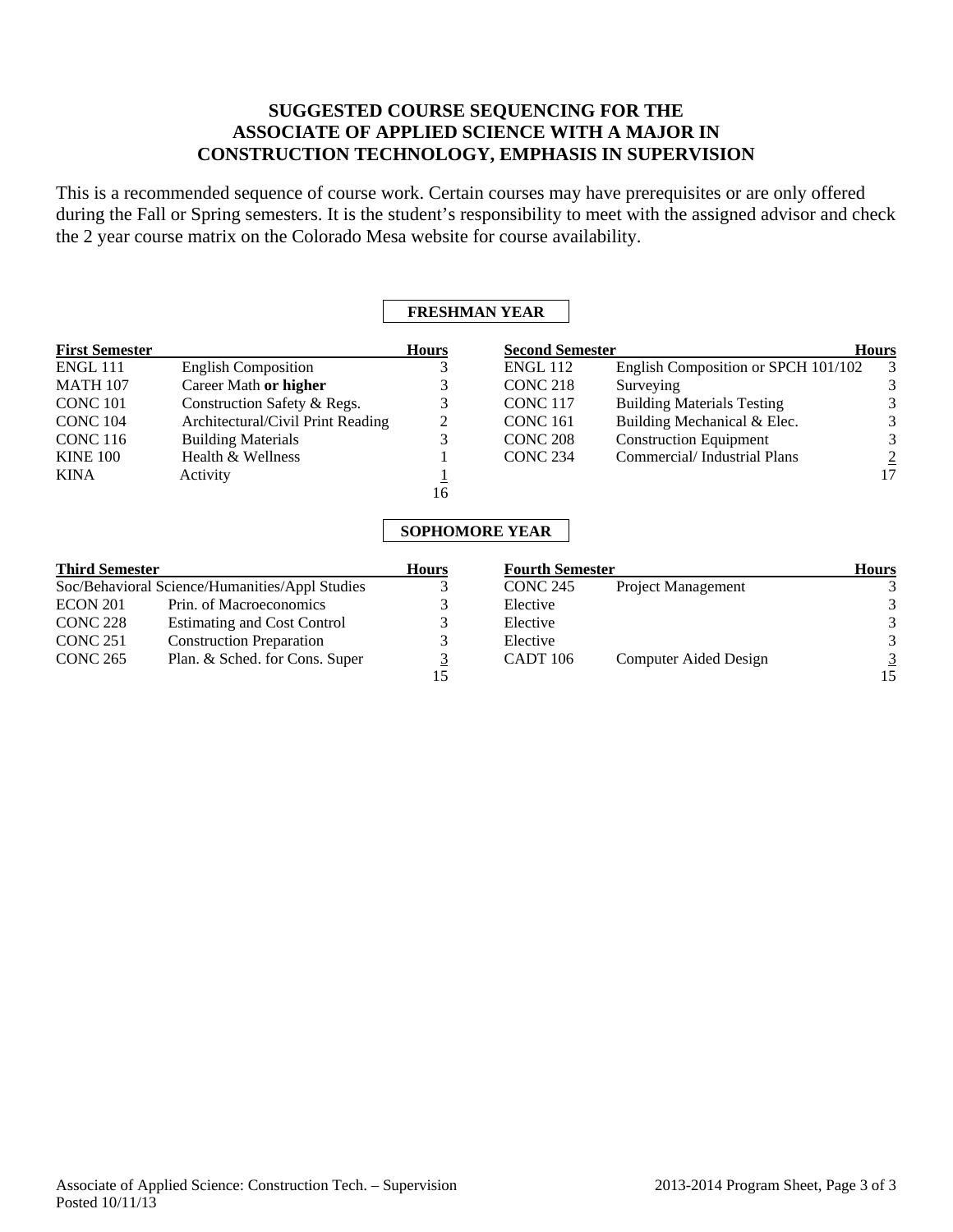# SUGGESTED COURSE SEQUENCING FOR THE ASSOCIATE OF APPLIED SCIENCE WITH A MAJOR IN CONSTRUCTION TECHNOLOGY, EMPHASIS IN SUPERVISION

This is a recommended sequence of course work. Certain courses may have prerequisites or are only offered during the Fall or Spring semesters. It is the student's responsibility to meet with the assigned advisor and check the 2 year course matrix on the Colorado Mesa website for course availability.

## FRESHMAN YEAR

| First Semester | | Hours |
|---|---|---|
| ENGL 111 | English Composition | 3 |
| MATH 107 | Career Math **or higher** | 3 |
| CONC 101 | Construction Safety & Regs. | 3 |
| CONC 104 | Architectural/Civil Print Reading | 2 |
| CONC 116 | Building Materials | 3 |
| KINE 100 | Health & Wellness | 1 |
| KINA | Activity | 1 |
| | | 16 |

| Second Semester | | Hours |
|---|---|---|
| ENGL 112 | English Composition or SPCH 101/102 | 3 |
| CONC 218 | Surveying | 3 |
| CONC 117 | Building Materials Testing | 3 |
| CONC 161 | Building Mechanical & Elec. | 3 |
| CONC 208 | Construction Equipment | 3 |
| CONC 234 | Commercial/ Industrial Plans | 2 |
| | | 17 |

## SOPHOMORE YEAR

| Third Semester | | Hours |
|---|---|---|
| Soc/Behavioral Science/Humanities/Appl Studies | | 3 |
| ECON 201 | Prin. of Macroeconomics | 3 |
| CONC 228 | Estimating and Cost Control | 3 |
| CONC 251 | Construction Preparation | 3 |
| CONC 265 | Plan. & Sched. for Cons. Super | 3 |
| | | 15 |

| Fourth Semester | | Hours |
|---|---|---|
| CONC 245 | Project Management | 3 |
| Elective | | 3 |
| Elective | | 3 |
| Elective | | 3 |
| CADT 106 | Computer Aided Design | 3 |
| | | 15 |

Associate of Applied Science: Construction Tech. – Supervision
Posted 10/11/13